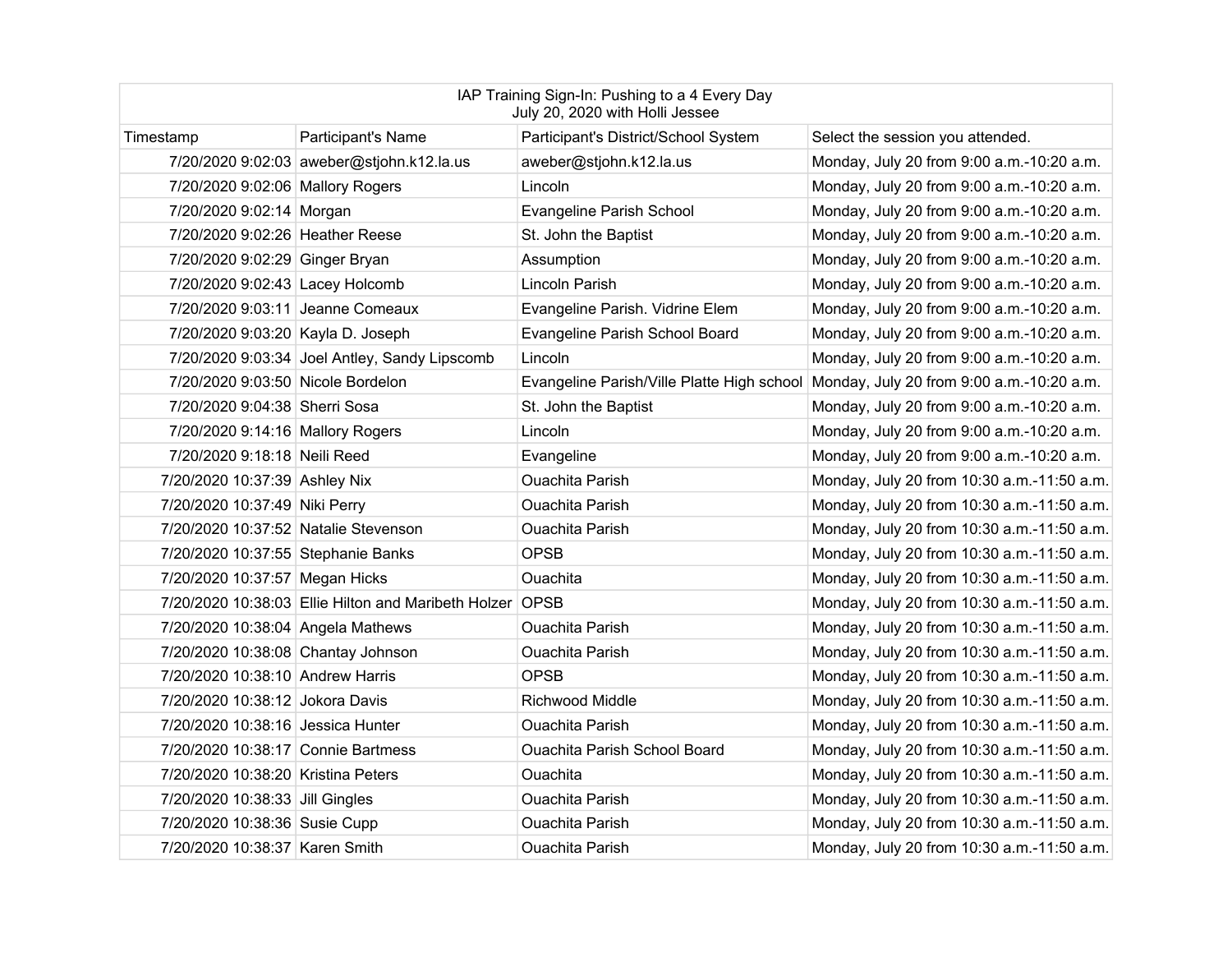IAP Training Sign-In: Pushing to a 4 Every Day
July 20, 2020 with Holli Jessee

| Timestamp | Participant's Name | Participant's District/School System | Select the session you attended. |
|---|---|---|---|
| 7/20/2020 9:02:03 | aweber@stjohn.k12.la.us | aweber@stjohn.k12.la.us | Monday, July 20 from 9:00 a.m.-10:20 a.m. |
| 7/20/2020 9:02:06 | Mallory Rogers | Lincoln | Monday, July 20 from 9:00 a.m.-10:20 a.m. |
| 7/20/2020 9:02:14 | Morgan | Evangeline Parish School | Monday, July 20 from 9:00 a.m.-10:20 a.m. |
| 7/20/2020 9:02:26 | Heather Reese | St. John the Baptist | Monday, July 20 from 9:00 a.m.-10:20 a.m. |
| 7/20/2020 9:02:29 | Ginger Bryan | Assumption | Monday, July 20 from 9:00 a.m.-10:20 a.m. |
| 7/20/2020 9:02:43 | Lacey Holcomb | Lincoln Parish | Monday, July 20 from 9:00 a.m.-10:20 a.m. |
| 7/20/2020 9:03:11 | Jeanne Comeaux | Evangeline Parish. Vidrine Elem | Monday, July 20 from 9:00 a.m.-10:20 a.m. |
| 7/20/2020 9:03:20 | Kayla D. Joseph | Evangeline Parish School Board | Monday, July 20 from 9:00 a.m.-10:20 a.m. |
| 7/20/2020 9:03:34 | Joel Antley, Sandy Lipscomb | Lincoln | Monday, July 20 from 9:00 a.m.-10:20 a.m. |
| 7/20/2020 9:03:50 | Nicole Bordelon | Evangeline Parish/Ville Platte High school | Monday, July 20 from 9:00 a.m.-10:20 a.m. |
| 7/20/2020 9:04:38 | Sherri Sosa | St. John the Baptist | Monday, July 20 from 9:00 a.m.-10:20 a.m. |
| 7/20/2020 9:14:16 | Mallory Rogers | Lincoln | Monday, July 20 from 9:00 a.m.-10:20 a.m. |
| 7/20/2020 9:18:18 | Neili Reed | Evangeline | Monday, July 20 from 9:00 a.m.-10:20 a.m. |
| 7/20/2020 10:37:39 | Ashley Nix | Ouachita Parish | Monday, July 20 from 10:30 a.m.-11:50 a.m. |
| 7/20/2020 10:37:49 | Niki Perry | Ouachita Parish | Monday, July 20 from 10:30 a.m.-11:50 a.m. |
| 7/20/2020 10:37:52 | Natalie Stevenson | Ouachita Parish | Monday, July 20 from 10:30 a.m.-11:50 a.m. |
| 7/20/2020 10:37:55 | Stephanie Banks | OPSB | Monday, July 20 from 10:30 a.m.-11:50 a.m. |
| 7/20/2020 10:37:57 | Megan Hicks | Ouachita | Monday, July 20 from 10:30 a.m.-11:50 a.m. |
| 7/20/2020 10:38:03 | Ellie Hilton and Maribeth Holzer | OPSB | Monday, July 20 from 10:30 a.m.-11:50 a.m. |
| 7/20/2020 10:38:04 | Angela Mathews | Ouachita Parish | Monday, July 20 from 10:30 a.m.-11:50 a.m. |
| 7/20/2020 10:38:08 | Chantay Johnson | Ouachita Parish | Monday, July 20 from 10:30 a.m.-11:50 a.m. |
| 7/20/2020 10:38:10 | Andrew Harris | OPSB | Monday, July 20 from 10:30 a.m.-11:50 a.m. |
| 7/20/2020 10:38:12 | Jokora Davis | Richwood Middle | Monday, July 20 from 10:30 a.m.-11:50 a.m. |
| 7/20/2020 10:38:16 | Jessica Hunter | Ouachita Parish | Monday, July 20 from 10:30 a.m.-11:50 a.m. |
| 7/20/2020 10:38:17 | Connie Bartmess | Ouachita Parish School Board | Monday, July 20 from 10:30 a.m.-11:50 a.m. |
| 7/20/2020 10:38:20 | Kristina Peters | Ouachita | Monday, July 20 from 10:30 a.m.-11:50 a.m. |
| 7/20/2020 10:38:33 | Jill Gingles | Ouachita Parish | Monday, July 20 from 10:30 a.m.-11:50 a.m. |
| 7/20/2020 10:38:36 | Susie Cupp | Ouachita Parish | Monday, July 20 from 10:30 a.m.-11:50 a.m. |
| 7/20/2020 10:38:37 | Karen Smith | Ouachita Parish | Monday, July 20 from 10:30 a.m.-11:50 a.m. |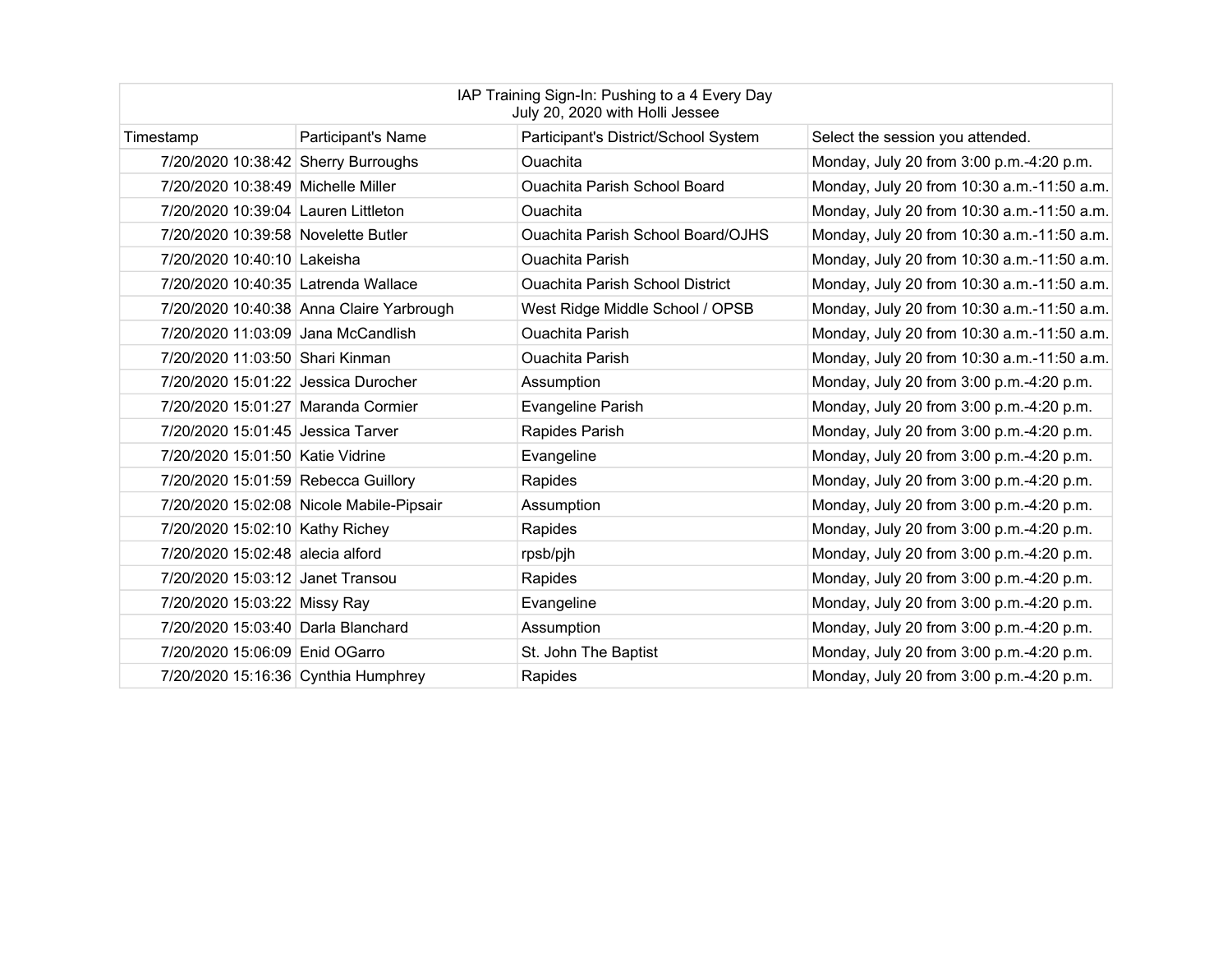IAP Training Sign-In: Pushing to a 4 Every Day
July 20, 2020 with Holli Jessee

| Timestamp | Participant's Name | Participant's District/School System | Select the session you attended. |
|---|---|---|---|
| 7/20/2020 10:38:42 | Sherry Burroughs | Ouachita | Monday, July 20 from 3:00 p.m.-4:20 p.m. |
| 7/20/2020 10:38:49 | Michelle Miller | Ouachita Parish School Board | Monday, July 20 from 10:30 a.m.-11:50 a.m. |
| 7/20/2020 10:39:04 | Lauren Littleton | Ouachita | Monday, July 20 from 10:30 a.m.-11:50 a.m. |
| 7/20/2020 10:39:58 | Novelette Butler | Ouachita Parish School Board/OJHS | Monday, July 20 from 10:30 a.m.-11:50 a.m. |
| 7/20/2020 10:40:10 | Lakeisha | Ouachita Parish | Monday, July 20 from 10:30 a.m.-11:50 a.m. |
| 7/20/2020 10:40:35 | Latrenda Wallace | Ouachita Parish School District | Monday, July 20 from 10:30 a.m.-11:50 a.m. |
| 7/20/2020 10:40:38 | Anna Claire Yarbrough | West Ridge Middle School / OPSB | Monday, July 20 from 10:30 a.m.-11:50 a.m. |
| 7/20/2020 11:03:09 | Jana McCandlish | Ouachita Parish | Monday, July 20 from 10:30 a.m.-11:50 a.m. |
| 7/20/2020 11:03:50 | Shari Kinman | Ouachita Parish | Monday, July 20 from 10:30 a.m.-11:50 a.m. |
| 7/20/2020 15:01:22 | Jessica Durocher | Assumption | Monday, July 20 from 3:00 p.m.-4:20 p.m. |
| 7/20/2020 15:01:27 | Maranda Cormier | Evangeline Parish | Monday, July 20 from 3:00 p.m.-4:20 p.m. |
| 7/20/2020 15:01:45 | Jessica Tarver | Rapides Parish | Monday, July 20 from 3:00 p.m.-4:20 p.m. |
| 7/20/2020 15:01:50 | Katie Vidrine | Evangeline | Monday, July 20 from 3:00 p.m.-4:20 p.m. |
| 7/20/2020 15:01:59 | Rebecca Guillory | Rapides | Monday, July 20 from 3:00 p.m.-4:20 p.m. |
| 7/20/2020 15:02:08 | Nicole Mabile-Pipsair | Assumption | Monday, July 20 from 3:00 p.m.-4:20 p.m. |
| 7/20/2020 15:02:10 | Kathy Richey | Rapides | Monday, July 20 from 3:00 p.m.-4:20 p.m. |
| 7/20/2020 15:02:48 | alecia alford | rpsb/pjh | Monday, July 20 from 3:00 p.m.-4:20 p.m. |
| 7/20/2020 15:03:12 | Janet Transou | Rapides | Monday, July 20 from 3:00 p.m.-4:20 p.m. |
| 7/20/2020 15:03:22 | Missy Ray | Evangeline | Monday, July 20 from 3:00 p.m.-4:20 p.m. |
| 7/20/2020 15:03:40 | Darla Blanchard | Assumption | Monday, July 20 from 3:00 p.m.-4:20 p.m. |
| 7/20/2020 15:06:09 | Enid OGarro | St. John The Baptist | Monday, July 20 from 3:00 p.m.-4:20 p.m. |
| 7/20/2020 15:16:36 | Cynthia Humphrey | Rapides | Monday, July 20 from 3:00 p.m.-4:20 p.m. |